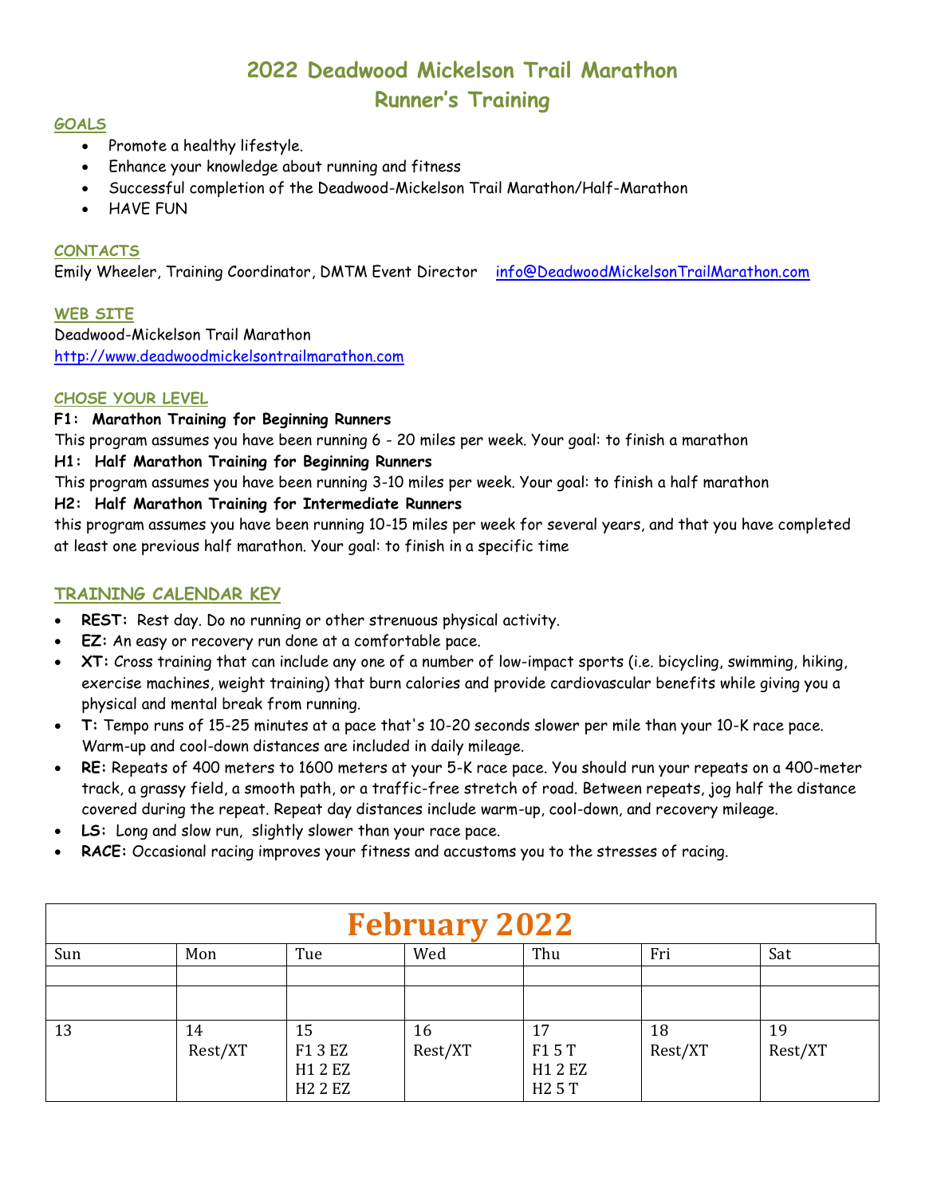# 2022 Deadwood Mickelson Trail Marathon
# Runner's Training

### GOALS

- Promote a healthy lifestyle.
- Enhance your knowledge about running and fitness
- Successful completion of the Deadwood-Mickelson Trail Marathon/Half-Marathon
- HAVE FUN

### CONTACTS

Emily Wheeler, Training Coordinator, DMTM Event Director    info@DeadwoodMickelsonTrailMarathon.com

### WEB SITE

Deadwood-Mickelson Trail Marathon
http://www.deadwoodmickelsontrailmarathon.com

### CHOSE YOUR LEVEL

**F1: Marathon Training for Beginning Runners**
This program assumes you have been running 6 - 20 miles per week. Your goal: to finish a marathon

**H1: Half Marathon Training for Beginning Runners**
This program assumes you have been running 3-10 miles per week. Your goal: to finish a half marathon

**H2: Half Marathon Training for Intermediate Runners**
this program assumes you have been running 10-15 miles per week for several years, and that you have completed at least one previous half marathon. Your goal: to finish in a specific time

### TRAINING CALENDAR KEY

- **REST:** Rest day. Do no running or other strenuous physical activity.
- **EZ:** An easy or recovery run done at a comfortable pace.
- **XT:** Cross training that can include any one of a number of low-impact sports (i.e. bicycling, swimming, hiking, exercise machines, weight training) that burn calories and provide cardiovascular benefits while giving you a physical and mental break from running.
- **T:** Tempo runs of 15-25 minutes at a pace that's 10-20 seconds slower per mile than your 10-K race pace. Warm-up and cool-down distances are included in daily mileage.
- **RE:** Repeats of 400 meters to 1600 meters at your 5-K race pace. You should run your repeats on a 400-meter track, a grassy field, a smooth path, or a traffic-free stretch of road. Between repeats, jog half the distance covered during the repeat. Repeat day distances include warm-up, cool-down, and recovery mileage.
- **LS:** Long and slow run, slightly slower than your race pace.
- **RACE:** Occasional racing improves your fitness and accustoms you to the stresses of racing.

| February 2022 | | | | | | |
|---|---|---|---|---|---|---|
| Sun | Mon | Tue | Wed | Thu | Fri | Sat |
| | | | | | | |
| | | | | | | |
| 13 | 14<br>Rest/XT | 15<br>F1 3 EZ<br>H1 2 EZ<br>H2 2 EZ | 16<br>Rest/XT | 17<br>F1 5 T<br>H1 2 EZ<br>H2 5 T | 18<br>Rest/XT | 19<br>Rest/XT |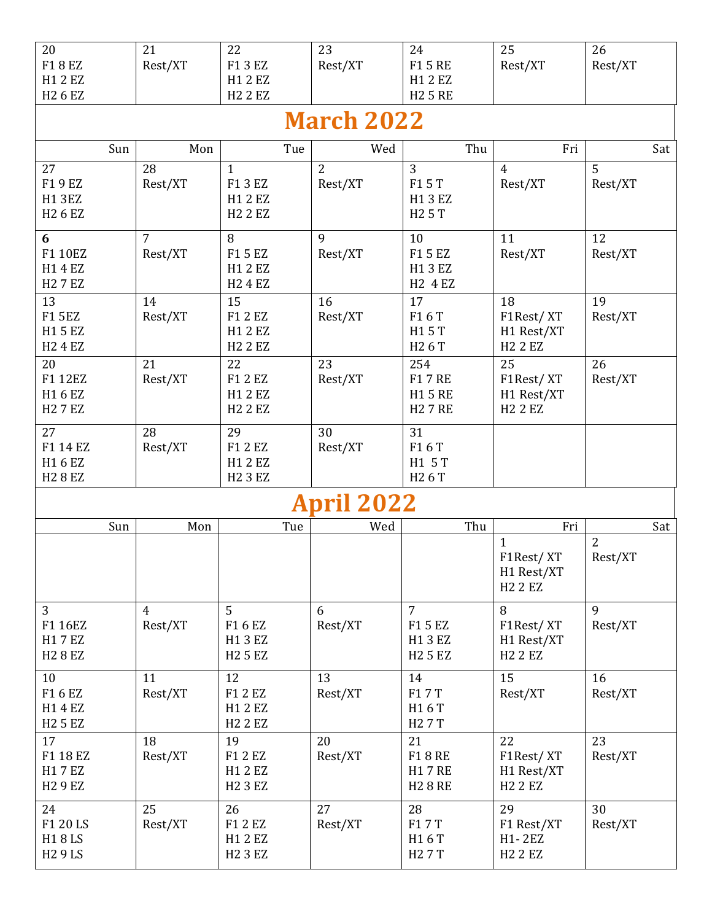| | | | | | | |
|---|---|---|---|---|---|---|
| 20<br>F1 8 EZ<br>H1 2 EZ<br>H2 6 EZ | 21<br>Rest/XT | 22<br>F1 3 EZ<br>H1 2 EZ<br>H2 2 EZ | 23<br>Rest/XT | 24<br>F1 5 RE<br>H1 2 EZ<br>H2 5 RE | 25<br>Rest/XT | 26<br>Rest/XT |

# March 2022

| Sun | Mon | Tue | Wed | Thu | Fri | Sat |
|---|---|---|---|---|---|---|
| 27<br>F1 9 EZ<br>H1 3EZ<br>H2 6 EZ | 28<br>Rest/XT | 1<br>F1 3 EZ<br>H1 2 EZ<br>H2 2 EZ | 2<br>Rest/XT | 3<br>F1 5 T<br>H1 3 EZ<br>H2 5 T | 4<br>Rest/XT | 5<br>Rest/XT |
| **6**<br>F1 10EZ<br>H1 4 EZ<br>H2 7 EZ | 7<br>Rest/XT | 8<br>F1 5 EZ<br>H1 2 EZ<br>H2 4 EZ | 9<br>Rest/XT | 10<br>F1 5 EZ<br>H1 3 EZ<br>H2 4 EZ | 11<br>Rest/XT | 12<br>Rest/XT |
| 13<br>F1 5EZ<br>H1 5 EZ<br>H2 4 EZ | 14<br>Rest/XT | 15<br>F1 2 EZ<br>H1 2 EZ<br>H2 2 EZ | 16<br>Rest/XT | 17<br>F1 6 T<br>H1 5 T<br>H2 6 T | 18<br>F1Rest/ XT<br>H1 Rest/XT<br>H2 2 EZ | 19<br>Rest/XT |
| 20<br>F1 12EZ<br>H1 6 EZ<br>H2 7 EZ | 21<br>Rest/XT | 22<br>F1 2 EZ<br>H1 2 EZ<br>H2 2 EZ | 23<br>Rest/XT | 254<br>F1 7 RE<br>H1 5 RE<br>H2 7 RE | 25<br>F1Rest/ XT<br>H1 Rest/XT<br>H2 2 EZ | 26<br>Rest/XT |
| 27<br>F1 14 EZ<br>H1 6 EZ<br>H2 8 EZ | 28<br>Rest/XT | 29<br>F1 2 EZ<br>H1 2 EZ<br>H2 3 EZ | 30<br>Rest/XT | 31<br>F1 6 T<br>H1 5 T<br>H2 6 T | | |

# April 2022

| Sun | Mon | Tue | Wed | Thu | Fri | Sat |
|---|---|---|---|---|---|---|
| | | | | | 1<br>F1Rest/ XT<br>H1 Rest/XT<br>H2 2 EZ | 2<br>Rest/XT |
| 3<br>F1 16EZ<br>H1 7 EZ<br>H2 8 EZ | 4<br>Rest/XT | 5<br>F1 6 EZ<br>H1 3 EZ<br>H2 5 EZ | 6<br>Rest/XT | 7<br>F1 5 EZ<br>H1 3 EZ<br>H2 5 EZ | 8<br>F1Rest/ XT<br>H1 Rest/XT<br>H2 2 EZ | 9<br>Rest/XT |
| 10<br>F1 6 EZ<br>H1 4 EZ<br>H2 5 EZ | 11<br>Rest/XT | 12<br>F1 2 EZ<br>H1 2 EZ<br>H2 2 EZ | 13<br>Rest/XT | 14<br>F1 7 T<br>H1 6 T<br>H2 7 T | 15<br>Rest/XT | 16<br>Rest/XT |
| 17<br>F1 18 EZ<br>H1 7 EZ<br>H2 9 EZ | 18<br>Rest/XT | 19<br>F1 2 EZ<br>H1 2 EZ<br>H2 3 EZ | 20<br>Rest/XT | 21<br>F1 8 RE<br>H1 7 RE<br>H2 8 RE | 22<br>F1Rest/ XT<br>H1 Rest/XT<br>H2 2 EZ | 23<br>Rest/XT |
| 24<br>F1 20 LS<br>H1 8 LS<br>H2 9 LS | 25<br>Rest/XT | 26<br>F1 2 EZ<br>H1 2 EZ<br>H2 3 EZ | 27<br>Rest/XT | 28<br>F1 7 T<br>H1 6 T<br>H2 7 T | 29<br>F1 Rest/XT<br>H1- 2EZ<br>H2 2 EZ | 30<br>Rest/XT |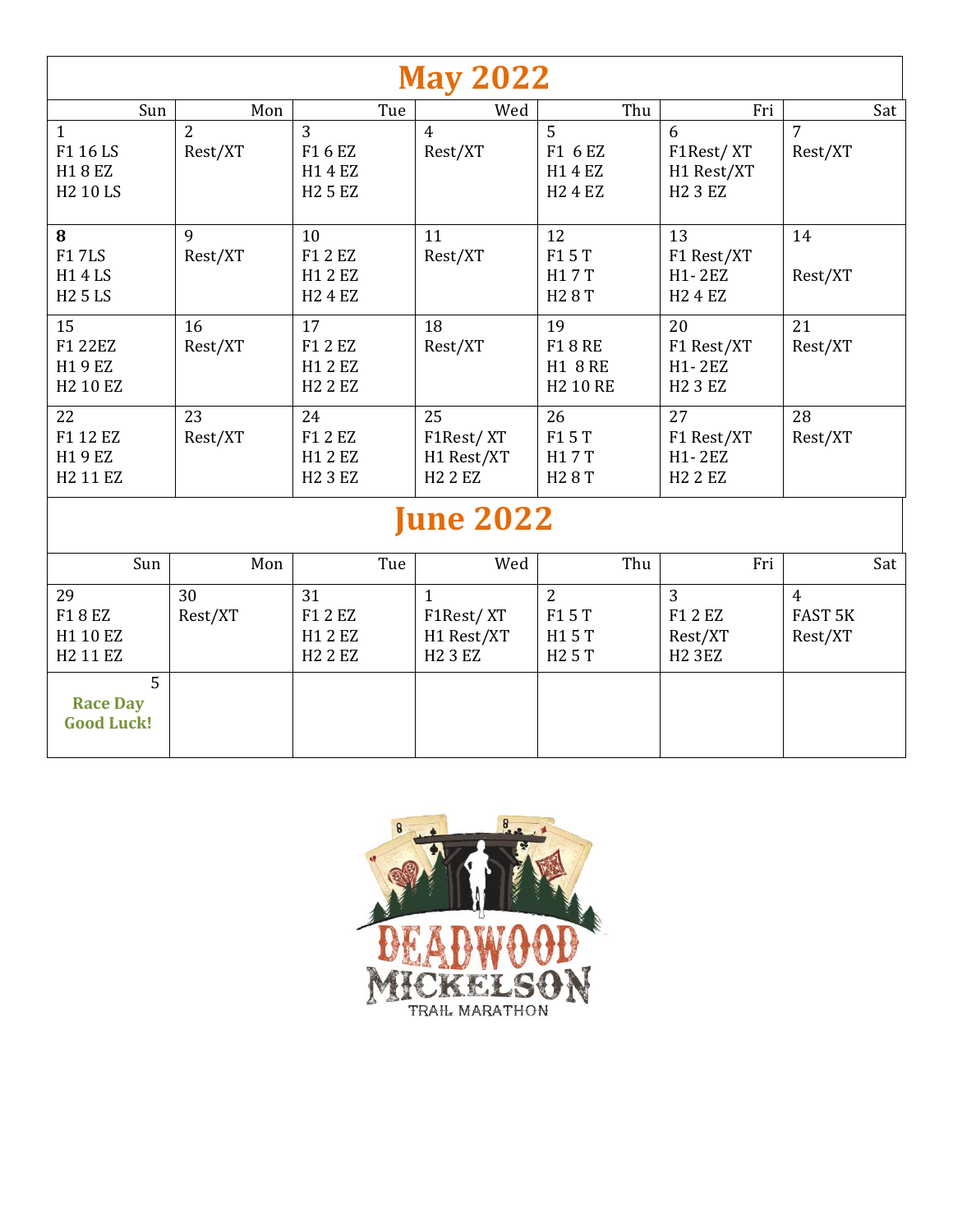# May 2022

| Sun | Mon | Tue | Wed | Thu | Fri | Sat |
|---|---|---|---|---|---|---|
| 1<br>F1 16 LS<br>H1 8 EZ<br>H2 10 LS | 2<br>Rest/XT | 3<br>F1 6 EZ<br>H1 4 EZ<br>H2 5 EZ | 4<br>Rest/XT | 5<br>F1 6 EZ<br>H1 4 EZ<br>H2 4 EZ | 6<br>F1Rest/ XT<br>H1 Rest/XT<br>H2 3 EZ | 7<br>Rest/XT |
| **8**<br>F1 7LS<br>H1 4 LS<br>H2 5 LS | 9<br>Rest/XT | 10<br>F1 2 EZ<br>H1 2 EZ<br>H2 4 EZ | 11<br>Rest/XT | 12<br>F1 5 T<br>H1 7 T<br>H2 8 T | 13<br>F1 Rest/XT<br>H1- 2EZ<br>H2 4 EZ | 14<br>Rest/XT |
| 15<br>F1 22EZ<br>H1 9 EZ<br>H2 10 EZ | 16<br>Rest/XT | 17<br>F1 2 EZ<br>H1 2 EZ<br>H2 2 EZ | 18<br>Rest/XT | 19<br>F1 8 RE<br>H1 8 RE<br>H2 10 RE | 20<br>F1 Rest/XT<br>H1- 2EZ<br>H2 3 EZ | 21<br>Rest/XT |
| 22<br>F1 12 EZ<br>H1 9 EZ<br>H2 11 EZ | 23<br>Rest/XT | 24<br>F1 2 EZ<br>H1 2 EZ<br>H2 3 EZ | 25<br>F1Rest/ XT<br>H1 Rest/XT<br>H2 2 EZ | 26<br>F1 5 T<br>H1 7 T<br>H2 8 T | 27<br>F1 Rest/XT<br>H1- 2EZ<br>H2 2 EZ | 28<br>Rest/XT |

# June 2022

| Sun | Mon | Tue | Wed | Thu | Fri | Sat |
|---|---|---|---|---|---|---|
| 29<br>F1 8 EZ<br>H1 10 EZ<br>H2 11 EZ | 30<br>Rest/XT | 31<br>F1 2 EZ<br>H1 2 EZ<br>H2 2 EZ | 1<br>F1Rest/ XT<br>H1 Rest/XT<br>H2 3 EZ | 2<br>F1 5 T<br>H1 5 T<br>H2 5 T | 3<br>F1 2 EZ<br>Rest/XT<br>H2 3EZ | 4<br>FAST 5K<br>Rest/XT |
| 5<br>**Race Day**<br>**Good Luck!** | | | | | | |

DEADWOOD MICKELSON TRAIL MARATHON